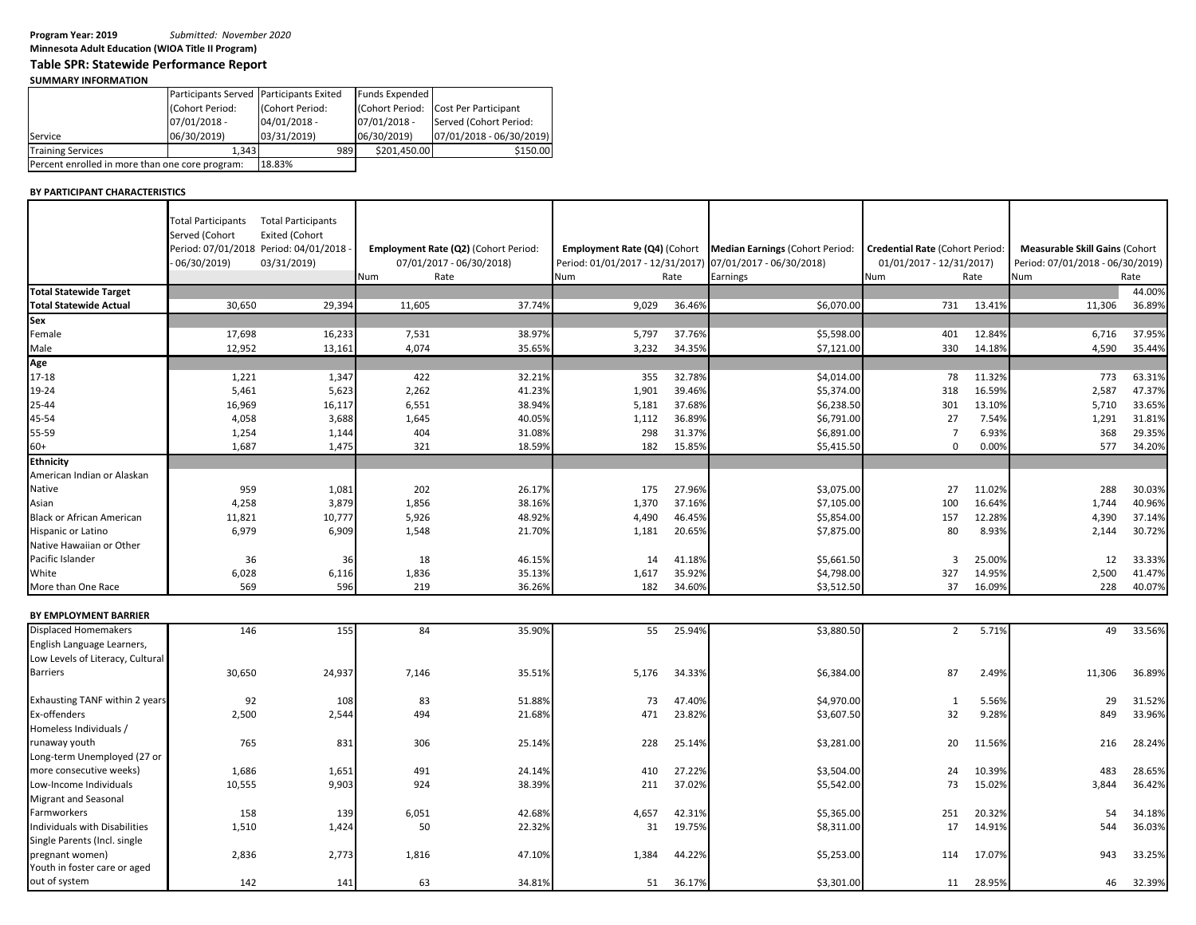**Program Year: 2019** *Submitted: November 2020*

**Minnesota Adult Education (WIOA Title II Program)**

## Table SPR: Statewide Performance Report

**SUMMARY INFORMATION**

| Service | Participants Served (Cohort Period: 07/01/2018 - 06/30/2019) | Participants Exited (Cohort Period: 04/01/2018 - 03/31/2019) | Funds Expended (Cohort Period: 07/01/2018 - 06/30/2019) | Cost Per Participant Served (Cohort Period: 07/01/2018 - 06/30/2019) |
|---|---|---|---|---|
| Training Services | 1,343 | 989 | $201,450.00 | $150.00 |
| Percent enrolled in more than one core program: | 18.83% | | | |

**BY PARTICIPANT CHARACTERISTICS**

| | Total Participants Served (Cohort Period: 07/01/2018 - 06/30/2019) | Total Participants Exited (Cohort Period: 04/01/2018 - 03/31/2019) | Employment Rate (Q2) (Cohort Period: 07/01/2017 - 06/30/2018) | | Employment Rate (Q4) (Cohort Period: 01/01/2017 - 12/31/2017) | | Median Earnings (Cohort Period: 07/01/2017 - 06/30/2018) | Credential Rate (Cohort Period: 01/01/2017 - 12/31/2017) | | Measurable Skill Gains (Cohort Period: 07/01/2018 - 06/30/2019) | |
|---|---|---|---|---|---|---|---|---|---|---|---|
| | | | Num | Rate | Num | Rate | Earnings | Num | Rate | Num | Rate |
| **Total Statewide Target** | | | | | | | | | | | 44.00% |
| **Total Statewide Actual** | 30,650 | 29,394 | 11,605 | 37.74% | 9,029 | 36.46% | $6,070.00 | 731 | 13.41% | 11,306 | 36.89% |
| **Sex** | | | | | | | | | | | |
| Female | 17,698 | 16,233 | 7,531 | 38.97% | 5,797 | 37.76% | $5,598.00 | 401 | 12.84% | 6,716 | 37.95% |
| Male | 12,952 | 13,161 | 4,074 | 35.65% | 3,232 | 34.35% | $7,121.00 | 330 | 14.18% | 4,590 | 35.44% |
| **Age** | | | | | | | | | | | |
| 17-18 | 1,221 | 1,347 | 422 | 32.21% | 355 | 32.78% | $4,014.00 | 78 | 11.32% | 773 | 63.31% |
| 19-24 | 5,461 | 5,623 | 2,262 | 41.23% | 1,901 | 39.46% | $5,374.00 | 318 | 16.59% | 2,587 | 47.37% |
| 25-44 | 16,969 | 16,117 | 6,551 | 38.94% | 5,181 | 37.68% | $6,238.50 | 301 | 13.10% | 5,710 | 33.65% |
| 45-54 | 4,058 | 3,688 | 1,645 | 40.05% | 1,112 | 36.89% | $6,791.00 | 27 | 7.54% | 1,291 | 31.81% |
| 55-59 | 1,254 | 1,144 | 404 | 31.08% | 298 | 31.37% | $6,891.00 | 7 | 6.93% | 368 | 29.35% |
| 60+ | 1,687 | 1,475 | 321 | 18.59% | 182 | 15.85% | $5,415.50 | 0 | 0.00% | 577 | 34.20% |
| **Ethnicity** | | | | | | | | | | | |
| American Indian or Alaskan Native | 959 | 1,081 | 202 | 26.17% | 175 | 27.96% | $3,075.00 | 27 | 11.02% | 288 | 30.03% |
| Asian | 4,258 | 3,879 | 1,856 | 38.16% | 1,370 | 37.16% | $7,105.00 | 100 | 16.64% | 1,744 | 40.96% |
| Black or African American | 11,821 | 10,777 | 5,926 | 48.92% | 4,490 | 46.45% | $5,854.00 | 157 | 12.28% | 4,390 | 37.14% |
| Hispanic or Latino | 6,979 | 6,909 | 1,548 | 21.70% | 1,181 | 20.65% | $7,875.00 | 80 | 8.93% | 2,144 | 30.72% |
| Native Hawaiian or Other Pacific Islander | 36 | 36 | 18 | 46.15% | 14 | 41.18% | $5,661.50 | 3 | 25.00% | 12 | 33.33% |
| White | 6,028 | 6,116 | 1,836 | 35.13% | 1,617 | 35.92% | $4,798.00 | 327 | 14.95% | 2,500 | 41.47% |
| More than One Race | 569 | 596 | 219 | 36.26% | 182 | 34.60% | $3,512.50 | 37 | 16.09% | 228 | 40.07% |

**BY EMPLOYMENT BARRIER**

| | Total Participants Served | Total Participants Exited | Employment Rate (Q2) Num | Employment Rate (Q2) Rate | Employment Rate (Q4) Num | Employment Rate (Q4) Rate | Median Earnings | Credential Rate Num | Credential Rate Rate | Measurable Skill Gains Num | Measurable Skill Gains Rate |
|---|---|---|---|---|---|---|---|---|---|---|---|
| Displaced Homemakers | 146 | 155 | 84 | 35.90% | 55 | 25.94% | $3,880.50 | 2 | 5.71% | 49 | 33.56% |
| English Language Learners, Low Levels of Literacy, Cultural Barriers | 30,650 | 24,937 | 7,146 | 35.51% | 5,176 | 34.33% | $6,384.00 | 87 | 2.49% | 11,306 | 36.89% |
| Exhausting TANF within 2 years | 92 | 108 | 83 | 51.88% | 73 | 47.40% | $4,970.00 | 1 | 5.56% | 29 | 31.52% |
| Ex-offenders | 2,500 | 2,544 | 494 | 21.68% | 471 | 23.82% | $3,607.50 | 32 | 9.28% | 849 | 33.96% |
| Homeless Individuals / runaway youth | 765 | 831 | 306 | 25.14% | 228 | 25.14% | $3,281.00 | 20 | 11.56% | 216 | 28.24% |
| Long-term Unemployed (27 or more consecutive weeks) | 1,686 | 1,651 | 491 | 24.14% | 410 | 27.22% | $3,504.00 | 24 | 10.39% | 483 | 28.65% |
| Low-Income Individuals | 10,555 | 9,903 | 924 | 38.39% | 211 | 37.02% | $5,542.00 | 73 | 15.02% | 3,844 | 36.42% |
| Migrant and Seasonal Farmworkers | 158 | 139 | 6,051 | 42.68% | 4,657 | 42.31% | $5,365.00 | 251 | 20.32% | 54 | 34.18% |
| Individuals with Disabilities | 1,510 | 1,424 | 50 | 22.32% | 31 | 19.75% | $8,311.00 | 17 | 14.91% | 544 | 36.03% |
| Single Parents (Incl. single pregnant women) | 2,836 | 2,773 | 1,816 | 47.10% | 1,384 | 44.22% | $5,253.00 | 114 | 17.07% | 943 | 33.25% |
| Youth in foster care or aged out of system | 142 | 141 | 63 | 34.81% | 51 | 36.17% | $3,301.00 | 11 | 28.95% | 46 | 32.39% |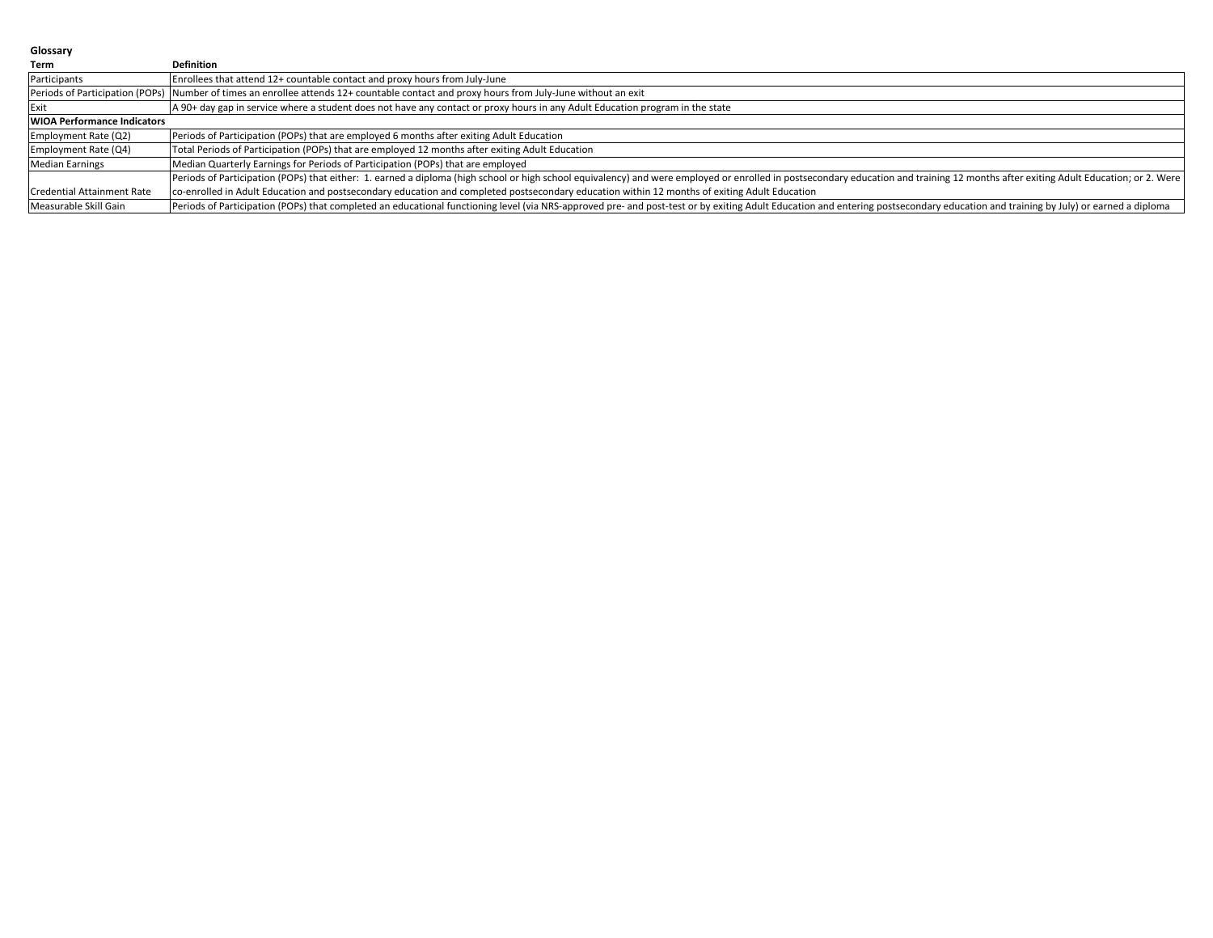**Glossary**

| Term | Definition |
|---|---|
| Participants | Enrollees that attend 12+ countable contact and proxy hours from July-June |
| Periods of Participation (POPs) | Number of times an enrollee attends 12+ countable contact and proxy hours from July-June without an exit |
| Exit | A 90+ day gap in service where a student does not have any contact or proxy hours in any Adult Education program in the state |
| **WIOA Performance Indicators** | |
| Employment Rate (Q2) | Periods of Participation (POPs) that are employed 6 months after exiting Adult Education |
| Employment Rate (Q4) | Total Periods of Participation (POPs) that are employed 12 months after exiting Adult Education |
| Median Earnings | Median Quarterly Earnings for Periods of Participation (POPs) that are employed |
| Credential Attainment Rate | Periods of Participation (POPs) that either: 1. earned a diploma (high school or high school equivalency) and were employed or enrolled in postsecondary education and training 12 months after exiting Adult Education; or 2. Were co-enrolled in Adult Education and postsecondary education and completed postsecondary education within 12 months of exiting Adult Education |
| Measurable Skill Gain | Periods of Participation (POPs) that completed an educational functioning level (via NRS-approved pre- and post-test or by exiting Adult Education and entering postsecondary education and training by July) or earned a diploma |